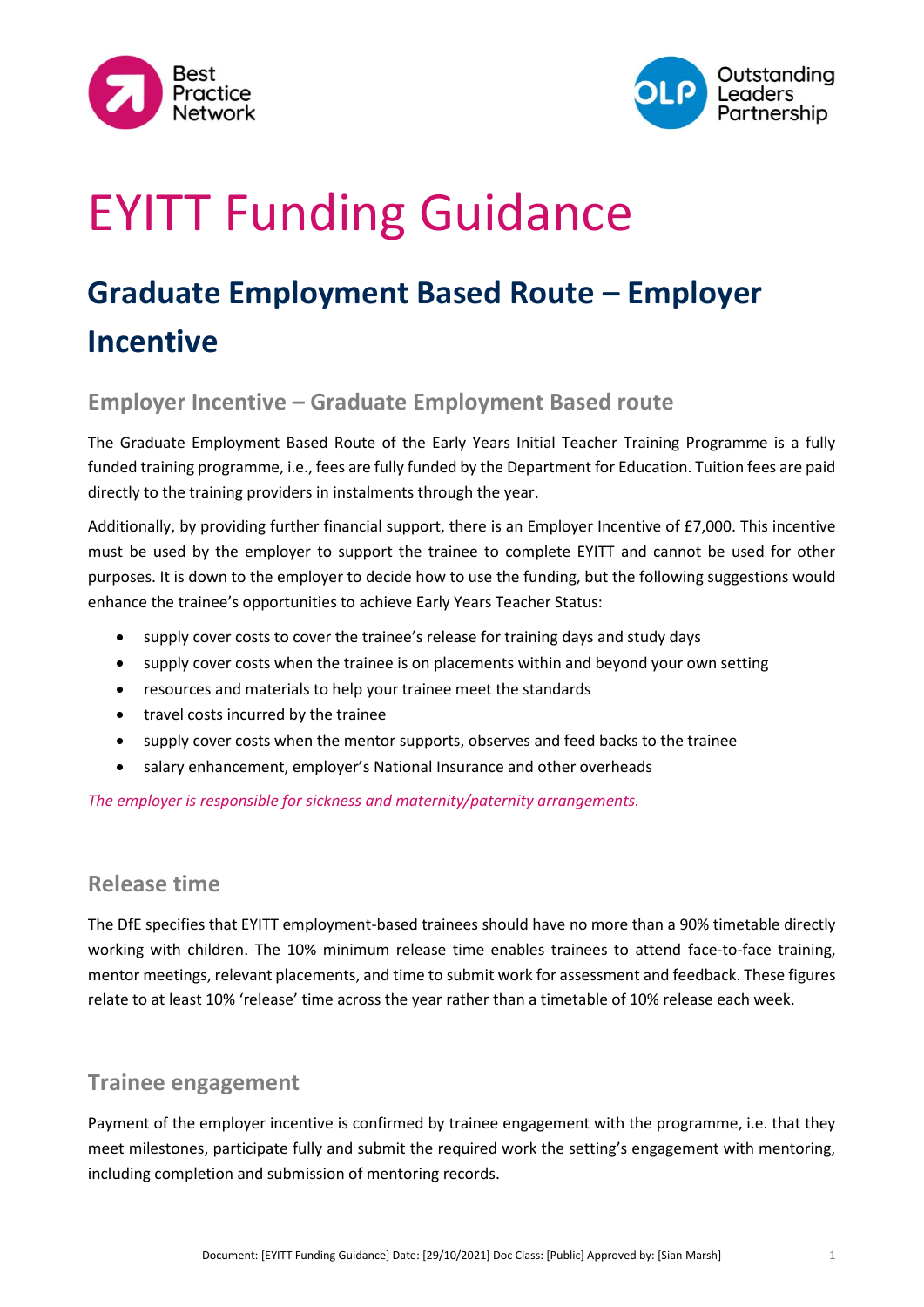# EYITT Funding Guidance

## Graduate Employment Based Route – Employer Incentive

### Employer Incentive – Graduate Employment Based route

The Graduate Employment Based Route of the Early Years Initial Teacher Training Programme is a fully funded training programme, i.e., fees are fully funded by the Department for Education. Tuition fees are paid directly to the training providers in instalments through the year.

Additionally, by providing further financial support, there is an Employer Incentive of £7,000. This incentive must be used by the employer to support the trainee to complete EYITT and cannot be used for other purposes. It is down to the employer to decide how to use the funding, but the following suggestions would enhance the trainee's opportunities to achieve Early Years Teacher Status:

- supply cover costs to cover the trainee's release for training days and study days
- supply cover costs when the trainee is on placements within and beyond your own setting
- resources and materials to help your trainee meet the standards
- travel costs incurred by the trainee
- supply cover costs when the mentor supports, observes and feed backs to the trainee
- salary enhancement, employer's National Insurance and other overheads

*The employer is responsible for sickness and maternity/paternity arrangements.*

### Release time

The DfE specifies that EYITT employment-based trainees should have no more than a 90% timetable directly working with children. The 10% minimum release time enables trainees to attend face-to-face training, mentor meetings, relevant placements, and time to submit work for assessment and feedback. These figures relate to at least 10% 'release' time across the year rather than a timetable of 10% release each week.

### Trainee engagement

Payment of the employer incentive is confirmed by trainee engagement with the programme, i.e. that they meet milestones, participate fully and submit the required work the setting's engagement with mentoring, including completion and submission of mentoring records.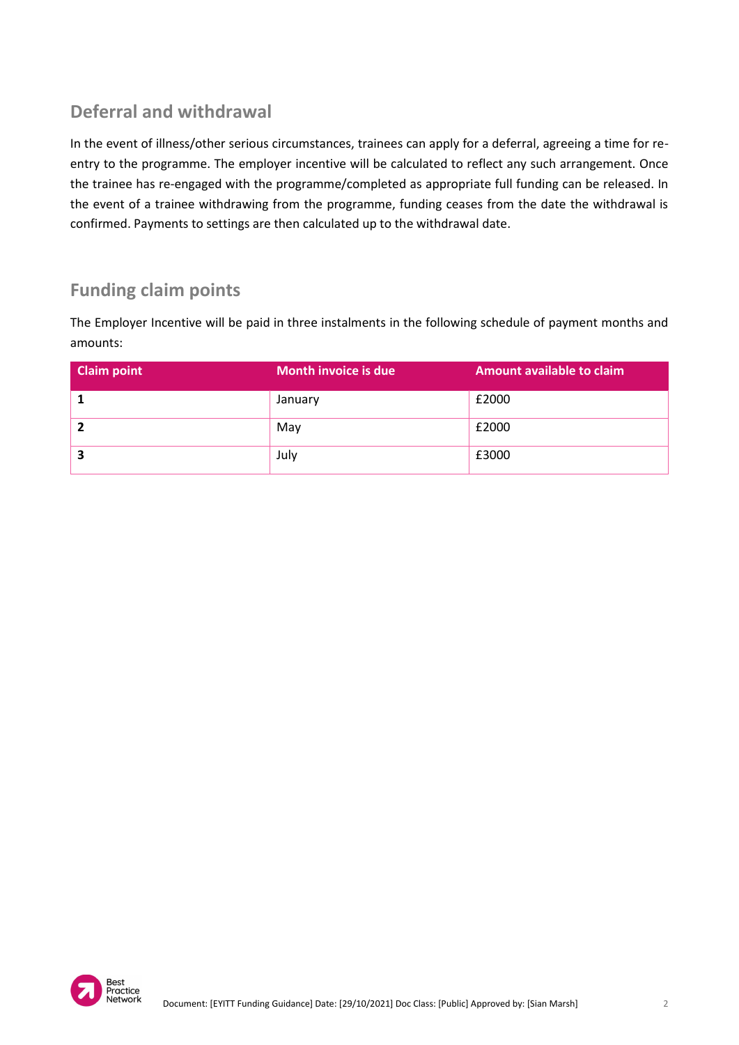## Deferral and withdrawal

In the event of illness/other serious circumstances, trainees can apply for a deferral, agreeing a time for re-entry to the programme. The employer incentive will be calculated to reflect any such arrangement. Once the trainee has re-engaged with the programme/completed as appropriate full funding can be released. In the event of a trainee withdrawing from the programme, funding ceases from the date the withdrawal is confirmed. Payments to settings are then calculated up to the withdrawal date.

## Funding claim points

The Employer Incentive will be paid in three instalments in the following schedule of payment months and amounts:

| Claim point | Month invoice is due | Amount available to claim |
|---|---|---|
| **1** | January | £2000 |
| **2** | May | £2000 |
| **3** | July | £3000 |